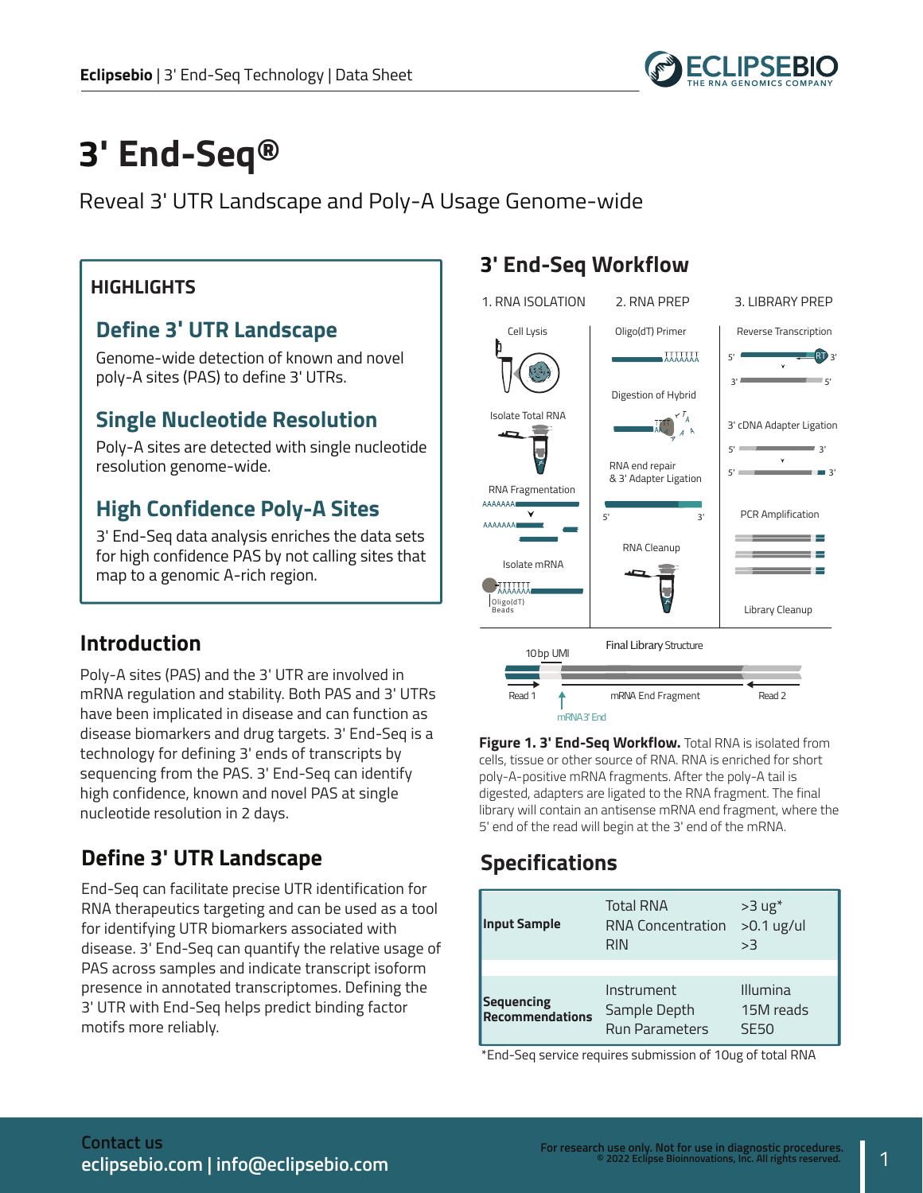# 3' End-Seq®

Reveal 3' UTR Landscape and Poly-A Usage Genome-wide

## HIGHLIGHTS

### Define 3' UTR Landscape

Genome-wide detection of known and novel poly-A sites (PAS) to define 3' UTRs.

### Single Nucleotide Resolution

Poly-A sites are detected with single nucleotide resolution genome-wide.

### High Confidence Poly-A Sites

3' End-Seq data analysis enriches the data sets for high confidence PAS by not calling sites that map to a genomic A-rich region.

## Introduction

Poly-A sites (PAS) and the 3' UTR are involved in mRNA regulation and stability. Both PAS and 3' UTRs have been implicated in disease and can function as disease biomarkers and drug targets. 3' End-Seq is a technology for defining 3' ends of transcripts by sequencing from the PAS. 3' End-Seq can identify high confidence, known and novel PAS at single nucleotide resolution in 2 days.

## Define 3' UTR Landscape

End-Seq can facilitate precise UTR identification for RNA therapeutics targeting and can be used as a tool for identifying UTR biomarkers associated with disease. 3' End-Seq can quantify the relative usage of PAS across samples and indicate transcript isoform presence in annotated transcriptomes. Defining the 3' UTR with End-Seq helps predict binding factor motifs more reliably.

## 3' End-Seq Workflow

1. RNA ISOLATION: Cell Lysis; Isolate Total RNA; RNA Fragmentation; Isolate mRNA (Oligo(dT) Beads)
2. RNA PREP: Oligo(dT) Primer; Digestion of Hybrid; RNA end repair & 3' Adapter Ligation; RNA Cleanup
3. LIBRARY PREP: Reverse Transcription; 3' cDNA Adapter Ligation; PCR Amplification; Library Cleanup

Final Library Structure: 10bp UMI; Read 1; mRNA 3' End; mRNA End Fragment; Read 2

**Figure 1. 3' End-Seq Workflow.** Total RNA is isolated from cells, tissue or other source of RNA. RNA is enriched for short poly-A-positive mRNA fragments. After the poly-A tail is digested, adapters are ligated to the RNA fragment. The final library will contain an antisense mRNA end fragment, where the 5' end of the read will begin at the 3' end of the mRNA.

## Specifications

| | | |
|---|---|---|
| **Input Sample** | Total RNA<br>RNA Concentration<br>RIN | >3 ug*<br>>0.1 ug/ul<br>>3 |
| **Sequencing Recommendations** | Instrument<br>Sample Depth<br>Run Parameters | Illumina<br>15M reads<br>SE50 |

*End-Seq service requires submission of 10ug of total RNA

**Contact us**
eclipsebio.com | info@eclipsebio.com

For research use only. Not for use in diagnostic procedures.
© 2022 Eclipse Bioinnovations, Inc. All rights reserved.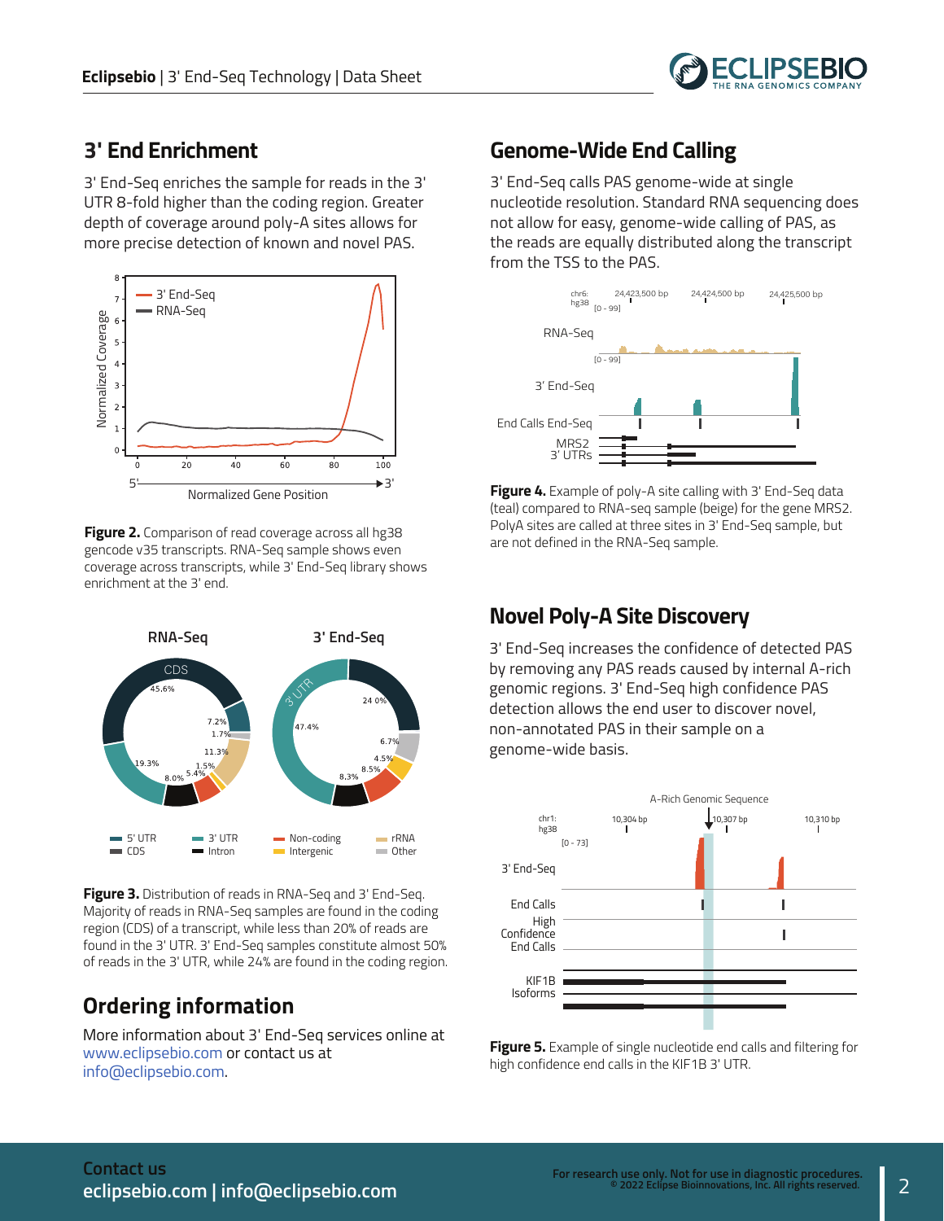## 3' End Enrichment

3' End-Seq enriches the sample for reads in the 3' UTR 8-fold higher than the coding region. Greater depth of coverage around poly-A sites allows for more precise detection of known and novel PAS.

3' End-Seq
RNA-Seq
Normalized Coverage
0 1 2 3 4 5 6 7 8
0 20 40 60 80 100
5' 3'
Normalized Gene Position

**Figure 2.** Comparison of read coverage across all hg38 gencode v35 transcripts. RNA-Seq sample shows even coverage across transcripts, while 3' End-Seq library shows enrichment at the 3' end.

RNA-Seq
CDS
45.6%
7.2%
1.7%
11.3%
1.5%
5.4%
8.0%
19.3%

3' End-Seq
3' UTR
24.0%
6.7%
4.5%
8.5%
8.3%
47.4%

5' UTR
CDS
3' UTR
Intron
Non-coding
Intergenic
rRNA
Other

**Figure 3.** Distribution of reads in RNA-Seq and 3' End-Seq. Majority of reads in RNA-Seq samples are found in the coding region (CDS) of a transcript, while less than 20% of reads are found in the 3' UTR. 3' End-Seq samples constitute almost 50% of reads in the 3' UTR, while 24% are found in the coding region.

## Ordering information

More information about 3' End-Seq services online at www.eclipsebio.com or contact us at info@eclipsebio.com.

## Genome-Wide End Calling

3' End-Seq calls PAS genome-wide at single nucleotide resolution. Standard RNA sequencing does not allow for easy, genome-wide calling of PAS, as the reads are equally distributed along the transcript from the TSS to the PAS.

chr6:
hg38
24,423,500 bp
24,424,500 bp
24,425,500 bp
[0 - 99]
RNA-Seq
[0 - 99]
3' End-Seq
End Calls End-Seq
MRS2
3' UTRs

**Figure 4.** Example of poly-A site calling with 3' End-Seq data (teal) compared to RNA-seq sample (beige) for the gene MRS2. PolyA sites are called at three sites in 3' End-Seq sample, but are not defined in the RNA-Seq sample.

## Novel Poly-A Site Discovery

3' End-Seq increases the confidence of detected PAS by removing any PAS reads caused by internal A-rich genomic regions. 3' End-Seq high confidence PAS detection allows the end user to discover novel, non-annotated PAS in their sample on a genome-wide basis.

A-Rich Genomic Sequence
chr1:
hg38
10,304 bp
10,307 bp
10,310 bp
[0 - 73]
3' End-Seq
End Calls
High Confidence End Calls
KIF1B Isoforms

**Figure 5.** Example of single nucleotide end calls and filtering for high confidence end calls in the KIF1B 3' UTR.

**Contact us**
**eclipsebio.com | info@eclipsebio.com**

For research use only. Not for use in diagnostic procedures.
© 2022 Eclipse Bioinnovations, Inc. All rights reserved.